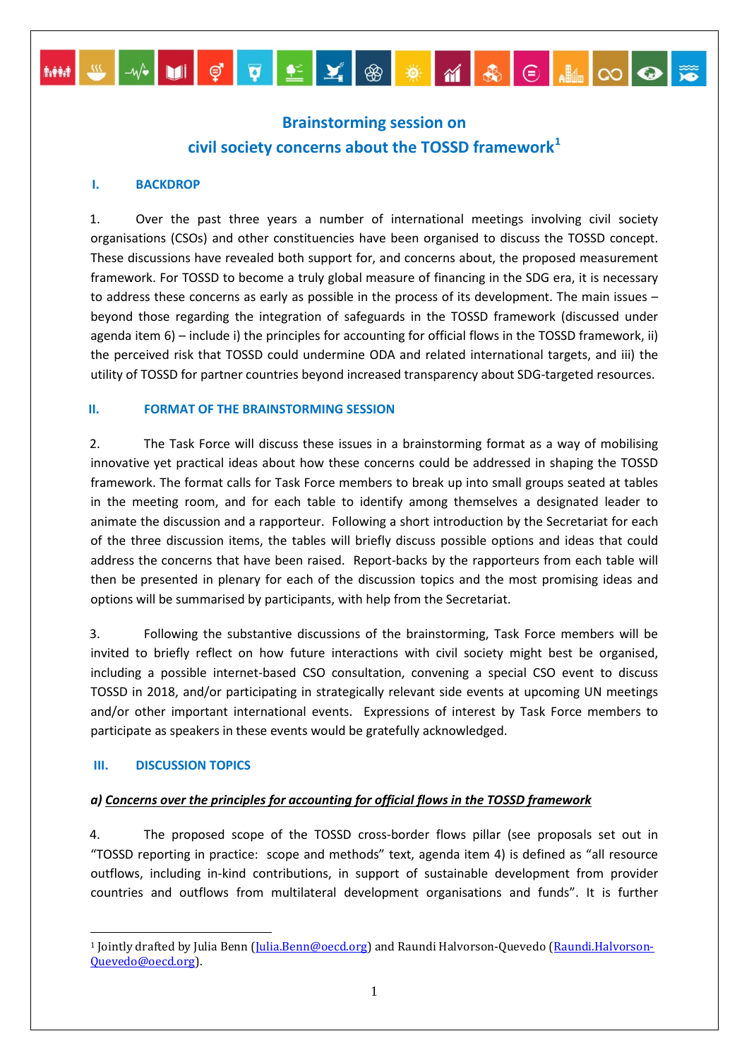# Brainstorming session on civil society concerns about the TOSSD framework[1]

## I. BACKDROP

1. Over the past three years a number of international meetings involving civil society organisations (CSOs) and other constituencies have been organised to discuss the TOSSD concept. These discussions have revealed both support for, and concerns about, the proposed measurement framework. For TOSSD to become a truly global measure of financing in the SDG era, it is necessary to address these concerns as early as possible in the process of its development. The main issues – beyond those regarding the integration of safeguards in the TOSSD framework (discussed under agenda item 6) – include i) the principles for accounting for official flows in the TOSSD framework, ii) the perceived risk that TOSSD could undermine ODA and related international targets, and iii) the utility of TOSSD for partner countries beyond increased transparency about SDG-targeted resources.

## II. FORMAT OF THE BRAINSTORMING SESSION

2. The Task Force will discuss these issues in a brainstorming format as a way of mobilising innovative yet practical ideas about how these concerns could be addressed in shaping the TOSSD framework. The format calls for Task Force members to break up into small groups seated at tables in the meeting room, and for each table to identify among themselves a designated leader to animate the discussion and a rapporteur. Following a short introduction by the Secretariat for each of the three discussion items, the tables will briefly discuss possible options and ideas that could address the concerns that have been raised. Report-backs by the rapporteurs from each table will then be presented in plenary for each of the discussion topics and the most promising ideas and options will be summarised by participants, with help from the Secretariat.

3. Following the substantive discussions of the brainstorming, Task Force members will be invited to briefly reflect on how future interactions with civil society might best be organised, including a possible internet-based CSO consultation, convening a special CSO event to discuss TOSSD in 2018, and/or participating in strategically relevant side events at upcoming UN meetings and/or other important international events. Expressions of interest by Task Force members to participate as speakers in these events would be gratefully acknowledged.

## III. DISCUSSION TOPICS

***a) Concerns over the principles for accounting for official flows in the TOSSD framework***

4. The proposed scope of the TOSSD cross-border flows pillar (see proposals set out in "TOSSD reporting in practice: scope and methods" text, agenda item 4) is defined as "all resource outflows, including in-kind contributions, in support of sustainable development from provider countries and outflows from multilateral development organisations and funds". It is further

---

[1] Jointly drafted by Julia Benn (Julia.Benn@oecd.org) and Raundi Halvorson-Quevedo (Raundi.Halvorson-Quevedo@oecd.org).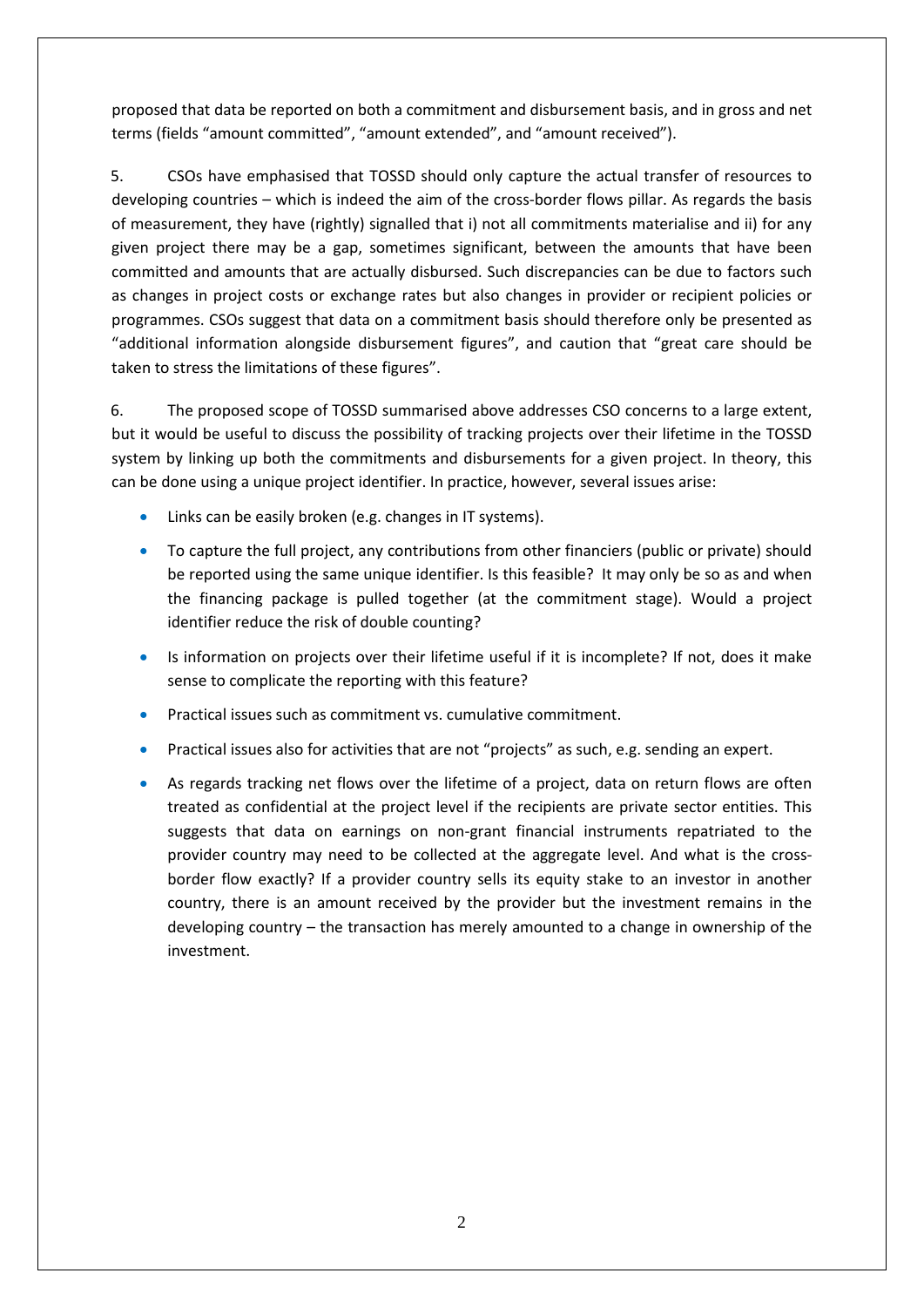proposed that data be reported on both a commitment and disbursement basis, and in gross and net terms (fields "amount committed", "amount extended", and "amount received").

5. CSOs have emphasised that TOSSD should only capture the actual transfer of resources to developing countries – which is indeed the aim of the cross-border flows pillar. As regards the basis of measurement, they have (rightly) signalled that i) not all commitments materialise and ii) for any given project there may be a gap, sometimes significant, between the amounts that have been committed and amounts that are actually disbursed. Such discrepancies can be due to factors such as changes in project costs or exchange rates but also changes in provider or recipient policies or programmes. CSOs suggest that data on a commitment basis should therefore only be presented as "additional information alongside disbursement figures", and caution that "great care should be taken to stress the limitations of these figures".

6. The proposed scope of TOSSD summarised above addresses CSO concerns to a large extent, but it would be useful to discuss the possibility of tracking projects over their lifetime in the TOSSD system by linking up both the commitments and disbursements for a given project. In theory, this can be done using a unique project identifier. In practice, however, several issues arise:

- Links can be easily broken (e.g. changes in IT systems).
- To capture the full project, any contributions from other financiers (public or private) should be reported using the same unique identifier. Is this feasible? It may only be so as and when the financing package is pulled together (at the commitment stage). Would a project identifier reduce the risk of double counting?
- Is information on projects over their lifetime useful if it is incomplete? If not, does it make sense to complicate the reporting with this feature?
- Practical issues such as commitment vs. cumulative commitment.
- Practical issues also for activities that are not "projects" as such, e.g. sending an expert.
- As regards tracking net flows over the lifetime of a project, data on return flows are often treated as confidential at the project level if the recipients are private sector entities. This suggests that data on earnings on non-grant financial instruments repatriated to the provider country may need to be collected at the aggregate level. And what is the cross-border flow exactly? If a provider country sells its equity stake to an investor in another country, there is an amount received by the provider but the investment remains in the developing country – the transaction has merely amounted to a change in ownership of the investment.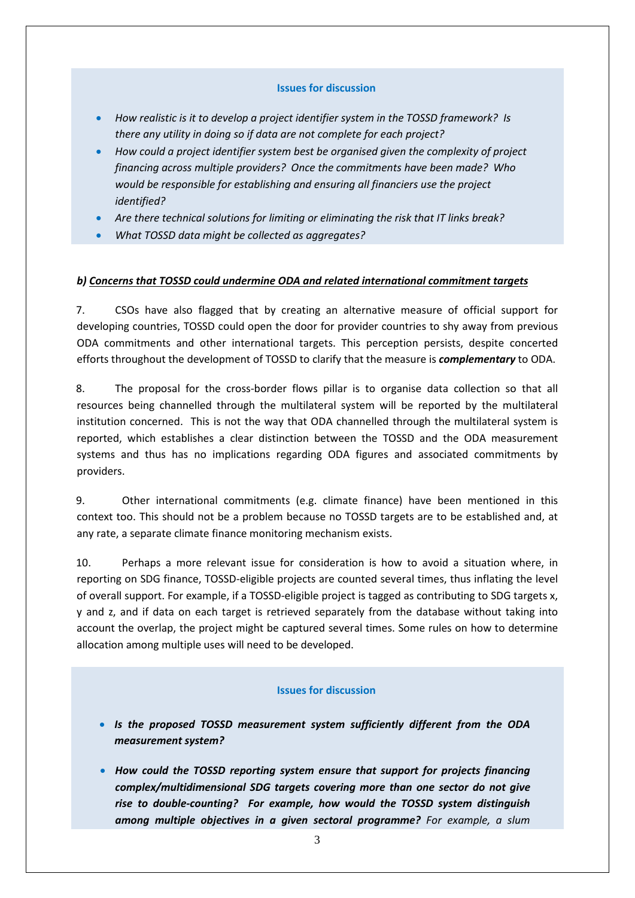**Issues for discussion**

- *How realistic is it to develop a project identifier system in the TOSSD framework? Is there any utility in doing so if data are not complete for each project?*
- *How could a project identifier system best be organised given the complexity of project financing across multiple providers? Once the commitments have been made? Who would be responsible for establishing and ensuring all financiers use the project identified?*
- *Are there technical solutions for limiting or eliminating the risk that IT links break?*
- *What TOSSD data might be collected as aggregates?*

***b) Concerns that TOSSD could undermine ODA and related international commitment targets***

7. CSOs have also flagged that by creating an alternative measure of official support for developing countries, TOSSD could open the door for provider countries to shy away from previous ODA commitments and other international targets. This perception persists, despite concerted efforts throughout the development of TOSSD to clarify that the measure is ***complementary*** to ODA.

8. The proposal for the cross-border flows pillar is to organise data collection so that all resources being channelled through the multilateral system will be reported by the multilateral institution concerned. This is not the way that ODA channelled through the multilateral system is reported, which establishes a clear distinction between the TOSSD and the ODA measurement systems and thus has no implications regarding ODA figures and associated commitments by providers.

9. Other international commitments (e.g. climate finance) have been mentioned in this context too. This should not be a problem because no TOSSD targets are to be established and, at any rate, a separate climate finance monitoring mechanism exists.

10. Perhaps a more relevant issue for consideration is how to avoid a situation where, in reporting on SDG finance, TOSSD-eligible projects are counted several times, thus inflating the level of overall support. For example, if a TOSSD-eligible project is tagged as contributing to SDG targets x, y and z, and if data on each target is retrieved separately from the database without taking into account the overlap, the project might be captured several times. Some rules on how to determine allocation among multiple uses will need to be developed.

**Issues for discussion**

- ***Is the proposed TOSSD measurement system sufficiently different from the ODA measurement system?***
- ***How could the TOSSD reporting system ensure that support for projects financing complex/multidimensional SDG targets covering more than one sector do not give rise to double-counting? For example, how would the TOSSD system distinguish among multiple objectives in a given sectoral programme?*** *For example, a slum*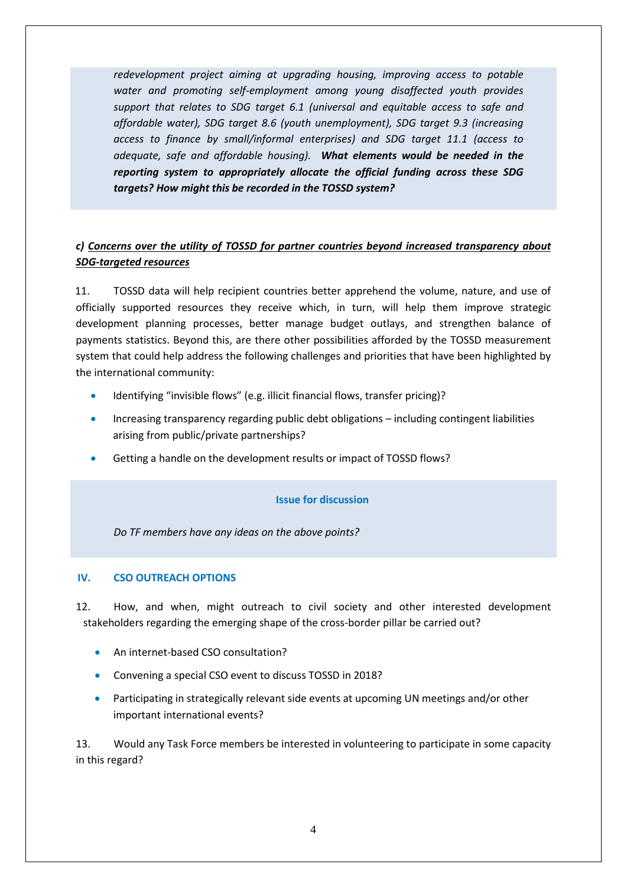*redevelopment project aiming at upgrading housing, improving access to potable water and promoting self-employment among young disaffected youth provides support that relates to SDG target 6.1 (universal and equitable access to safe and affordable water), SDG target 8.6 (youth unemployment), SDG target 9.3 (increasing access to finance by small/informal enterprises) and SDG target 11.1 (access to adequate, safe and affordable housing).* ***What elements would be needed in the reporting system to appropriately allocate the official funding across these SDG targets? How might this be recorded in the TOSSD system?***

### *c) Concerns over the utility of TOSSD for partner countries beyond increased transparency about SDG-targeted resources*

11. TOSSD data will help recipient countries better apprehend the volume, nature, and use of officially supported resources they receive which, in turn, will help them improve strategic development planning processes, better manage budget outlays, and strengthen balance of payments statistics. Beyond this, are there other possibilities afforded by the TOSSD measurement system that could help address the following challenges and priorities that have been highlighted by the international community:

- Identifying "invisible flows" (e.g. illicit financial flows, transfer pricing)?
- Increasing transparency regarding public debt obligations – including contingent liabilities arising from public/private partnerships?
- Getting a handle on the development results or impact of TOSSD flows?

**Issue for discussion**

*Do TF members have any ideas on the above points?*

## IV. CSO OUTREACH OPTIONS

12. How, and when, might outreach to civil society and other interested development stakeholders regarding the emerging shape of the cross-border pillar be carried out?

- An internet-based CSO consultation?
- Convening a special CSO event to discuss TOSSD in 2018?
- Participating in strategically relevant side events at upcoming UN meetings and/or other important international events?

13. Would any Task Force members be interested in volunteering to participate in some capacity in this regard?